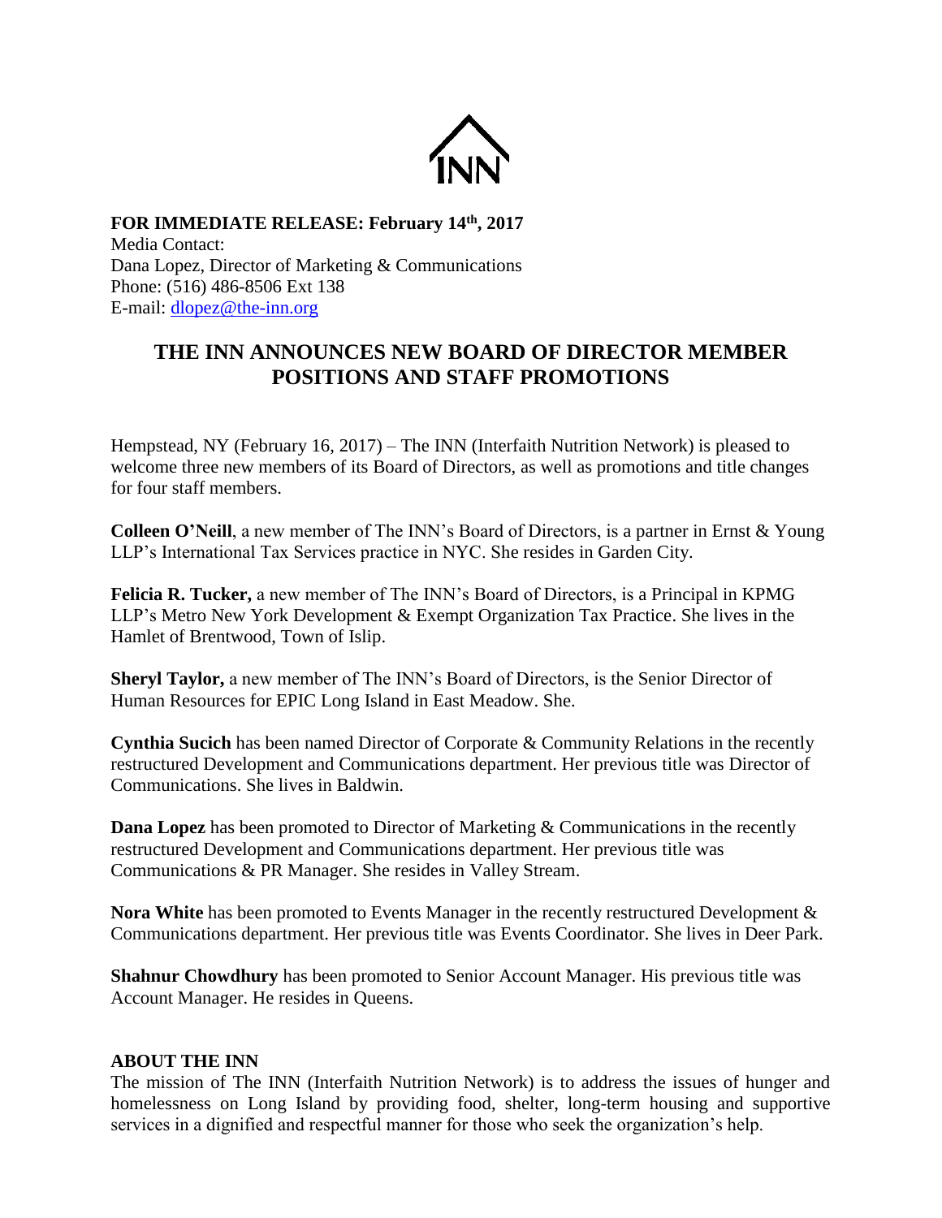INN

**FOR IMMEDIATE RELEASE: February 14th, 2017**
Media Contact:
Dana Lopez, Director of Marketing & Communications
Phone: (516) 486-8506 Ext 138
E-mail: dlopez@the-inn.org

# THE INN ANNOUNCES NEW BOARD OF DIRECTOR MEMBER POSITIONS AND STAFF PROMOTIONS

Hempstead, NY (February 16, 2017) – The INN (Interfaith Nutrition Network) is pleased to welcome three new members of its Board of Directors, as well as promotions and title changes for four staff members.

**Colleen O'Neill**, a new member of The INN's Board of Directors, is a partner in Ernst & Young LLP's International Tax Services practice in NYC. She resides in Garden City.

**Felicia R. Tucker,** a new member of The INN's Board of Directors, is a Principal in KPMG LLP's Metro New York Development & Exempt Organization Tax Practice. She lives in the Hamlet of Brentwood, Town of Islip.

**Sheryl Taylor,** a new member of The INN's Board of Directors, is the Senior Director of Human Resources for EPIC Long Island in East Meadow. She.

**Cynthia Sucich** has been named Director of Corporate & Community Relations in the recently restructured Development and Communications department. Her previous title was Director of Communications. She lives in Baldwin.

**Dana Lopez** has been promoted to Director of Marketing & Communications in the recently restructured Development and Communications department. Her previous title was Communications & PR Manager. She resides in Valley Stream.

**Nora White** has been promoted to Events Manager in the recently restructured Development & Communications department. Her previous title was Events Coordinator. She lives in Deer Park.

**Shahnur Chowdhury** has been promoted to Senior Account Manager. His previous title was Account Manager. He resides in Queens.

**ABOUT THE INN**

The mission of The INN (Interfaith Nutrition Network) is to address the issues of hunger and homelessness on Long Island by providing food, shelter, long-term housing and supportive services in a dignified and respectful manner for those who seek the organization's help.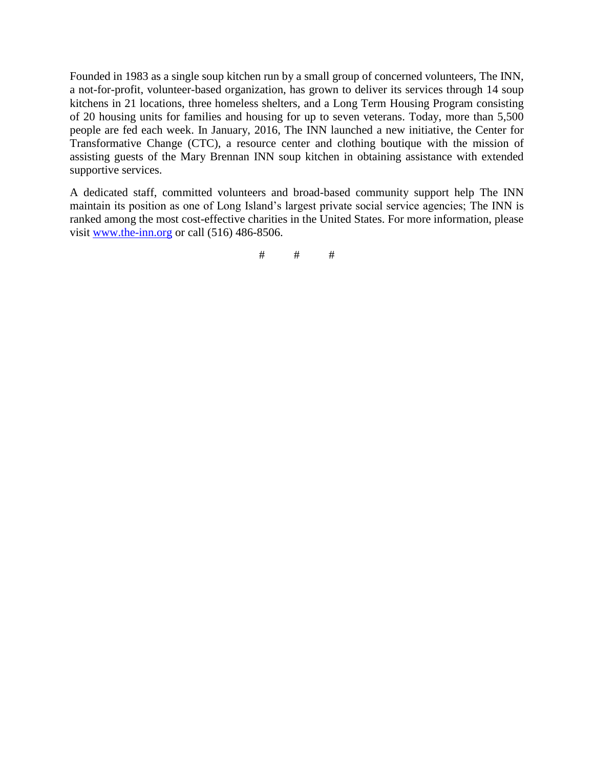Founded in 1983 as a single soup kitchen run by a small group of concerned volunteers, The INN, a not-for-profit, volunteer-based organization, has grown to deliver its services through 14 soup kitchens in 21 locations, three homeless shelters, and a Long Term Housing Program consisting of 20 housing units for families and housing for up to seven veterans. Today, more than 5,500 people are fed each week. In January, 2016, The INN launched a new initiative, the Center for Transformative Change (CTC), a resource center and clothing boutique with the mission of assisting guests of the Mary Brennan INN soup kitchen in obtaining assistance with extended supportive services.

A dedicated staff, committed volunteers and broad-based community support help The INN maintain its position as one of Long Island's largest private social service agencies; The INN is ranked among the most cost-effective charities in the United States. For more information, please visit [www.the-inn.org](http://www.the-inn.org) or call (516) 486-8506.

# # #